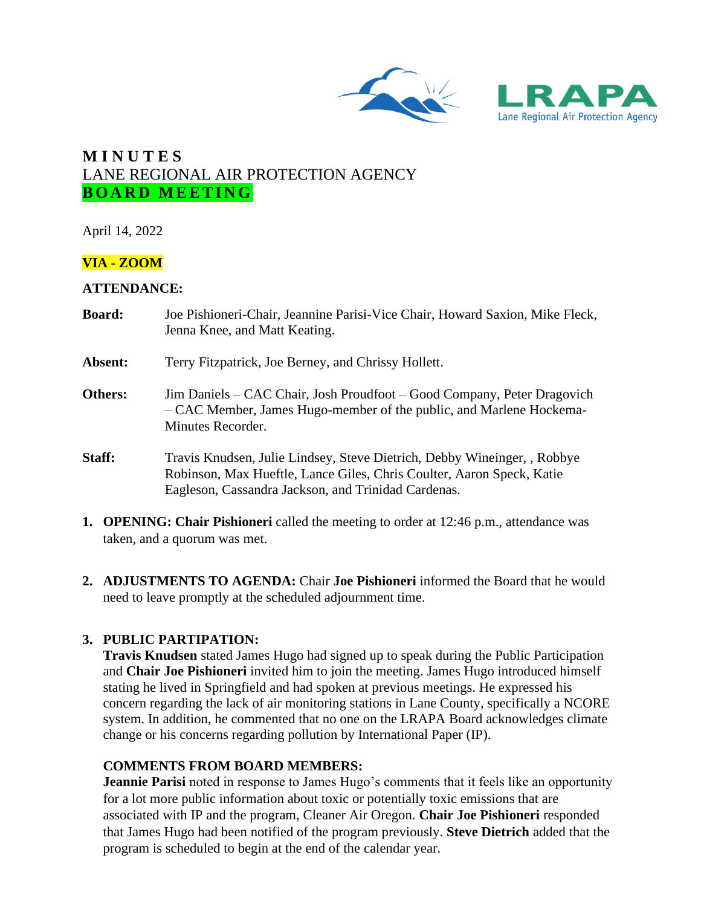LRAPA
Lane Regional Air Protection Agency

# MINUTES
## LANE REGIONAL AIR PROTECTION AGENCY
## BOARD MEETING

April 14, 2022

**VIA - ZOOM**

**ATTENDANCE:**

**Board:** Joe Pishioneri-Chair, Jeannine Parisi-Vice Chair, Howard Saxion, Mike Fleck, Jenna Knee, and Matt Keating.

**Absent:** Terry Fitzpatrick, Joe Berney, and Chrissy Hollett.

**Others:** Jim Daniels – CAC Chair, Josh Proudfoot – Good Company, Peter Dragovich – CAC Member, James Hugo-member of the public, and Marlene Hockema-Minutes Recorder.

**Staff:** Travis Knudsen, Julie Lindsey, Steve Dietrich, Debby Wineinger, , Robbye Robinson, Max Hueftle, Lance Giles, Chris Coulter, Aaron Speck, Katie Eagleson, Cassandra Jackson, and Trinidad Cardenas.

1. **OPENING: Chair Pishioneri** called the meeting to order at 12:46 p.m., attendance was taken, and a quorum was met.

2. **ADJUSTMENTS TO AGENDA:** Chair **Joe Pishioneri** informed the Board that he would need to leave promptly at the scheduled adjournment time.

3. **PUBLIC PARTIPATION:**
   **Travis Knudsen** stated James Hugo had signed up to speak during the Public Participation and **Chair Joe Pishioneri** invited him to join the meeting. James Hugo introduced himself stating he lived in Springfield and had spoken at previous meetings. He expressed his concern regarding the lack of air monitoring stations in Lane County, specifically a NCORE system. In addition, he commented that no one on the LRAPA Board acknowledges climate change or his concerns regarding pollution by International Paper (IP).

   **COMMENTS FROM BOARD MEMBERS:**
   **Jeannie Parisi** noted in response to James Hugo's comments that it feels like an opportunity for a lot more public information about toxic or potentially toxic emissions that are associated with IP and the program, Cleaner Air Oregon. **Chair Joe Pishioneri** responded that James Hugo had been notified of the program previously. **Steve Dietrich** added that the program is scheduled to begin at the end of the calendar year.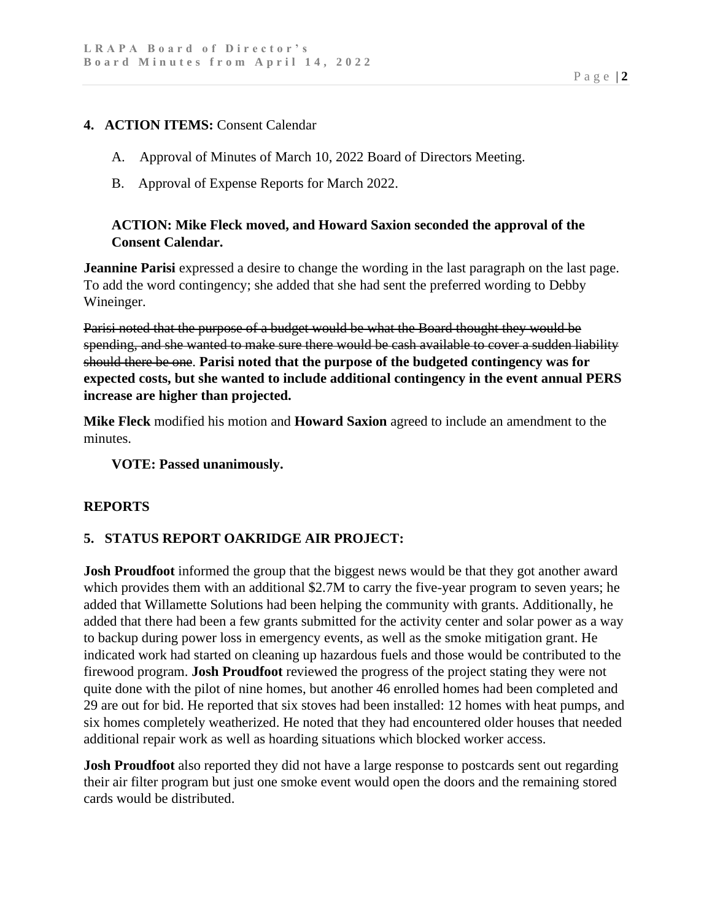**4. ACTION ITEMS:** Consent Calendar

A. Approval of Minutes of March 10, 2022 Board of Directors Meeting.

B. Approval of Expense Reports for March 2022.

**ACTION: Mike Fleck moved, and Howard Saxion seconded the approval of the Consent Calendar.**

**Jeannine Parisi** expressed a desire to change the wording in the last paragraph on the last page. To add the word contingency; she added that she had sent the preferred wording to Debby Wineinger.

~~Parisi noted that the purpose of a budget would be what the Board thought they would be spending, and she wanted to make sure there would be cash available to cover a sudden liability should there be one~~. **Parisi noted that the purpose of the budgeted contingency was for expected costs, but she wanted to include additional contingency in the event annual PERS increase are higher than projected.**

**Mike Fleck** modified his motion and **Howard Saxion** agreed to include an amendment to the minutes.

**VOTE: Passed unanimously.**

**REPORTS**

**5. STATUS REPORT OAKRIDGE AIR PROJECT:**

**Josh Proudfoot** informed the group that the biggest news would be that they got another award which provides them with an additional $2.7M to carry the five-year program to seven years; he added that Willamette Solutions had been helping the community with grants. Additionally, he added that there had been a few grants submitted for the activity center and solar power as a way to backup during power loss in emergency events, as well as the smoke mitigation grant. He indicated work had started on cleaning up hazardous fuels and those would be contributed to the firewood program. **Josh Proudfoot** reviewed the progress of the project stating they were not quite done with the pilot of nine homes, but another 46 enrolled homes had been completed and 29 are out for bid. He reported that six stoves had been installed: 12 homes with heat pumps, and six homes completely weatherized. He noted that they had encountered older houses that needed additional repair work as well as hoarding situations which blocked worker access.

**Josh Proudfoot** also reported they did not have a large response to postcards sent out regarding their air filter program but just one smoke event would open the doors and the remaining stored cards would be distributed.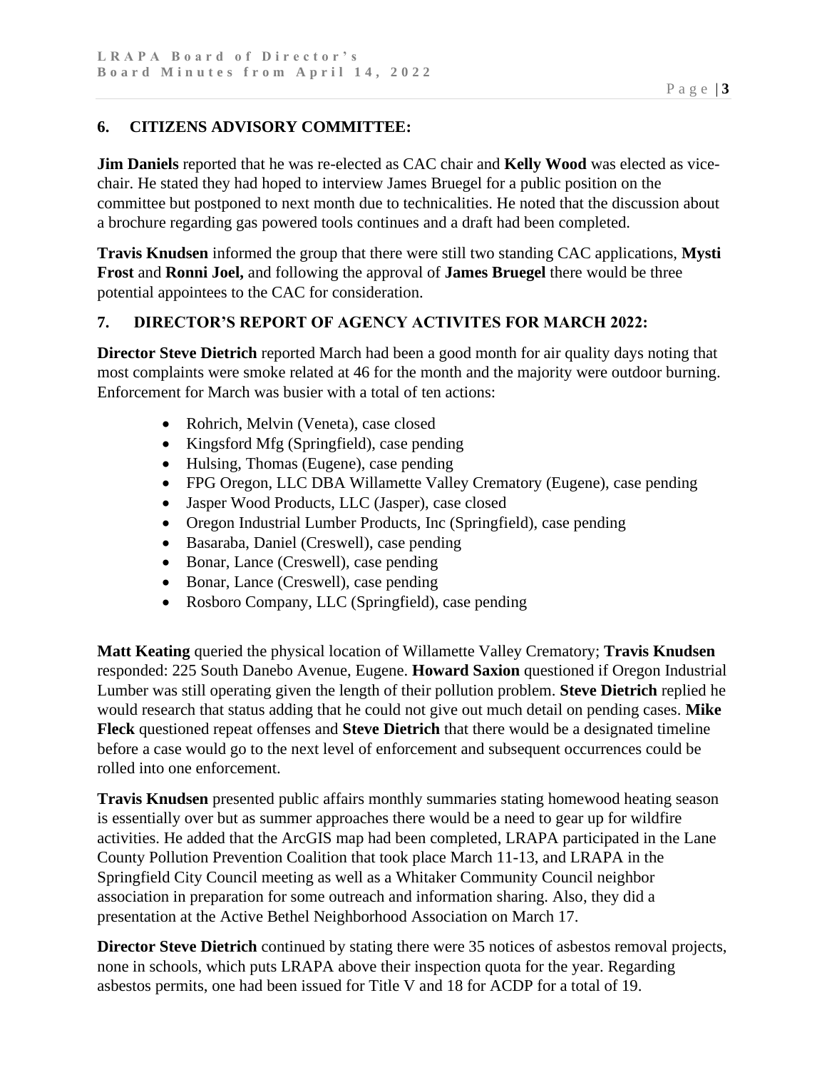## 6. CITIZENS ADVISORY COMMITTEE:

**Jim Daniels** reported that he was re-elected as CAC chair and **Kelly Wood** was elected as vice-chair. He stated they had hoped to interview James Bruegel for a public position on the committee but postponed to next month due to technicalities. He noted that the discussion about a brochure regarding gas powered tools continues and a draft had been completed.

**Travis Knudsen** informed the group that there were still two standing CAC applications, **Mysti Frost** and **Ronni Joel,** and following the approval of **James Bruegel** there would be three potential appointees to the CAC for consideration.

## 7. DIRECTOR'S REPORT OF AGENCY ACTIVITES FOR MARCH 2022:

**Director Steve Dietrich** reported March had been a good month for air quality days noting that most complaints were smoke related at 46 for the month and the majority were outdoor burning. Enforcement for March was busier with a total of ten actions:

- Rohrich, Melvin (Veneta), case closed
- Kingsford Mfg (Springfield), case pending
- Hulsing, Thomas (Eugene), case pending
- FPG Oregon, LLC DBA Willamette Valley Crematory (Eugene), case pending
- Jasper Wood Products, LLC (Jasper), case closed
- Oregon Industrial Lumber Products, Inc (Springfield), case pending
- Basaraba, Daniel (Creswell), case pending
- Bonar, Lance (Creswell), case pending
- Bonar, Lance (Creswell), case pending
- Rosboro Company, LLC (Springfield), case pending

**Matt Keating** queried the physical location of Willamette Valley Crematory; **Travis Knudsen** responded: 225 South Danebo Avenue, Eugene. **Howard Saxion** questioned if Oregon Industrial Lumber was still operating given the length of their pollution problem. **Steve Dietrich** replied he would research that status adding that he could not give out much detail on pending cases. **Mike Fleck** questioned repeat offenses and **Steve Dietrich** that there would be a designated timeline before a case would go to the next level of enforcement and subsequent occurrences could be rolled into one enforcement.

**Travis Knudsen** presented public affairs monthly summaries stating homewood heating season is essentially over but as summer approaches there would be a need to gear up for wildfire activities. He added that the ArcGIS map had been completed, LRAPA participated in the Lane County Pollution Prevention Coalition that took place March 11-13, and LRAPA in the Springfield City Council meeting as well as a Whitaker Community Council neighbor association in preparation for some outreach and information sharing. Also, they did a presentation at the Active Bethel Neighborhood Association on March 17.

**Director Steve Dietrich** continued by stating there were 35 notices of asbestos removal projects, none in schools, which puts LRAPA above their inspection quota for the year. Regarding asbestos permits, one had been issued for Title V and 18 for ACDP for a total of 19.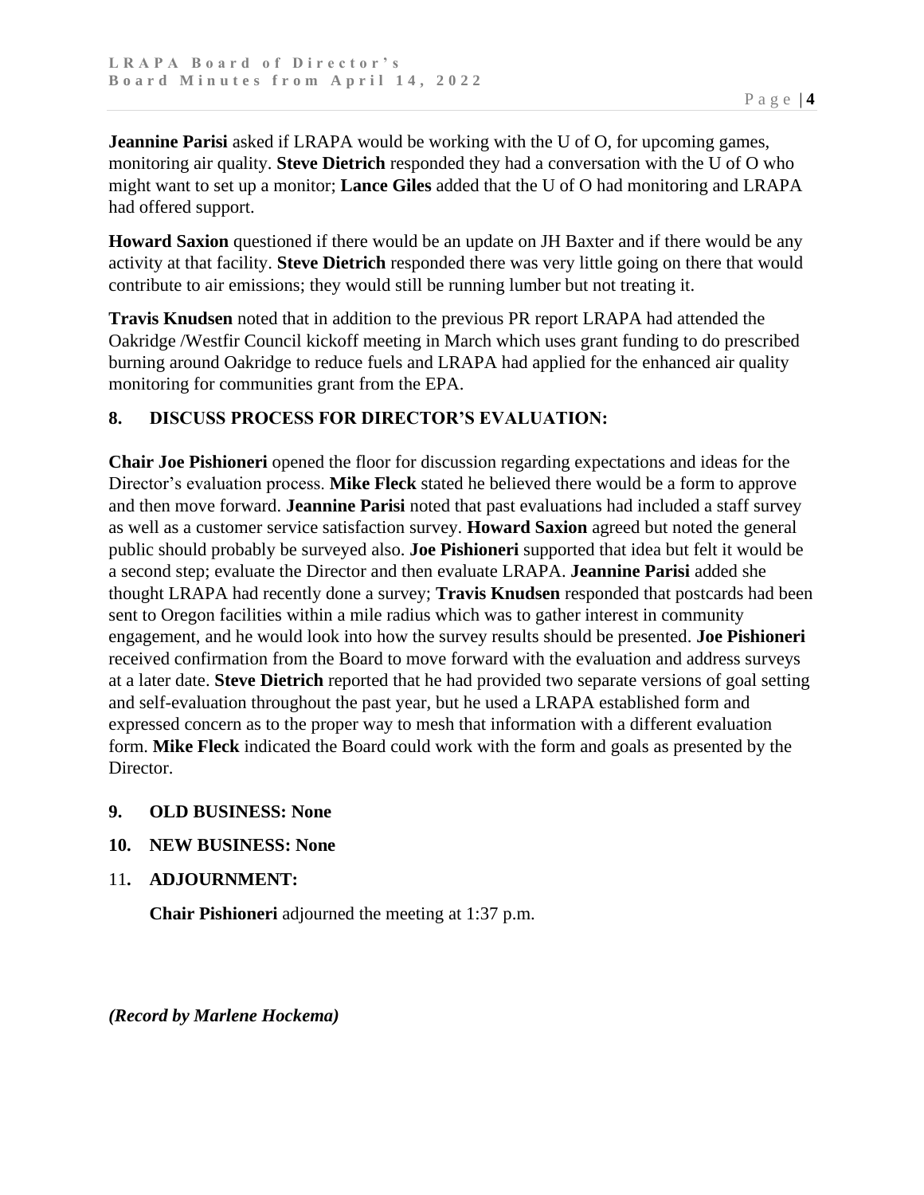**Jeannine Parisi** asked if LRAPA would be working with the U of O, for upcoming games, monitoring air quality. **Steve Dietrich** responded they had a conversation with the U of O who might want to set up a monitor; **Lance Giles** added that the U of O had monitoring and LRAPA had offered support.

**Howard Saxion** questioned if there would be an update on JH Baxter and if there would be any activity at that facility. **Steve Dietrich** responded there was very little going on there that would contribute to air emissions; they would still be running lumber but not treating it.

**Travis Knudsen** noted that in addition to the previous PR report LRAPA had attended the Oakridge /Westfir Council kickoff meeting in March which uses grant funding to do prescribed burning around Oakridge to reduce fuels and LRAPA had applied for the enhanced air quality monitoring for communities grant from the EPA.

## 8. DISCUSS PROCESS FOR DIRECTOR'S EVALUATION:

**Chair Joe Pishioneri** opened the floor for discussion regarding expectations and ideas for the Director's evaluation process. **Mike Fleck** stated he believed there would be a form to approve and then move forward. **Jeannine Parisi** noted that past evaluations had included a staff survey as well as a customer service satisfaction survey. **Howard Saxion** agreed but noted the general public should probably be surveyed also. **Joe Pishioneri** supported that idea but felt it would be a second step; evaluate the Director and then evaluate LRAPA. **Jeannine Parisi** added she thought LRAPA had recently done a survey; **Travis Knudsen** responded that postcards had been sent to Oregon facilities within a mile radius which was to gather interest in community engagement, and he would look into how the survey results should be presented. **Joe Pishioneri** received confirmation from the Board to move forward with the evaluation and address surveys at a later date. **Steve Dietrich** reported that he had provided two separate versions of goal setting and self-evaluation throughout the past year, but he used a LRAPA established form and expressed concern as to the proper way to mesh that information with a different evaluation form. **Mike Fleck** indicated the Board could work with the form and goals as presented by the Director.

## 9. OLD BUSINESS: None

## 10. NEW BUSINESS: None

## 11. ADJOURNMENT:

**Chair Pishioneri** adjourned the meeting at 1:37 p.m.

***(Record by Marlene Hockema)***